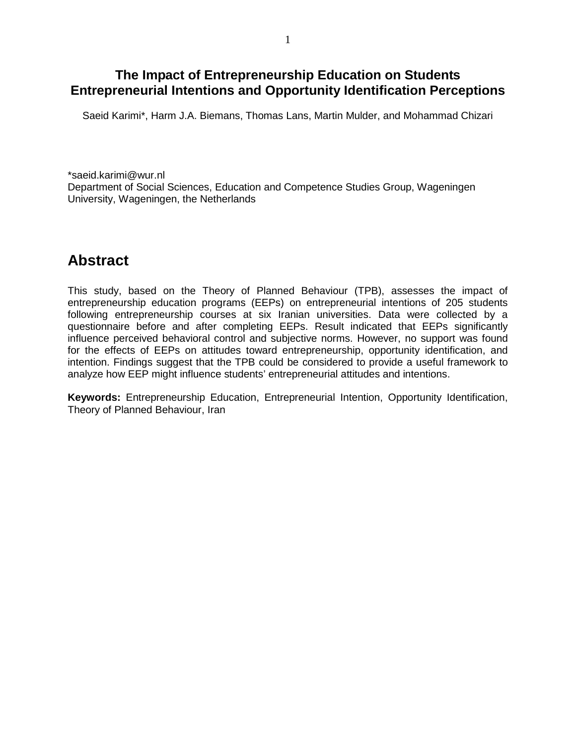# The Impact of Entrepreneurship Education on Students Entrepreneurial Intentions and Opportunity Identification Perceptions

Saeid Karimi*, Harm J.A. Biemans, Thomas Lans, Martin Mulder, and Mohammad Chizari

*saeid.karimi@wur.nl
Department of Social Sciences, Education and Competence Studies Group, Wageningen University, Wageningen, the Netherlands

## Abstract

This study, based on the Theory of Planned Behaviour (TPB), assesses the impact of entrepreneurship education programs (EEPs) on entrepreneurial intentions of 205 students following entrepreneurship courses at six Iranian universities. Data were collected by a questionnaire before and after completing EEPs. Result indicated that EEPs significantly influence perceived behavioral control and subjective norms. However, no support was found for the effects of EEPs on attitudes toward entrepreneurship, opportunity identification, and intention. Findings suggest that the TPB could be considered to provide a useful framework to analyze how EEP might influence students' entrepreneurial attitudes and intentions.

**Keywords:** Entrepreneurship Education, Entrepreneurial Intention, Opportunity Identification, Theory of Planned Behaviour, Iran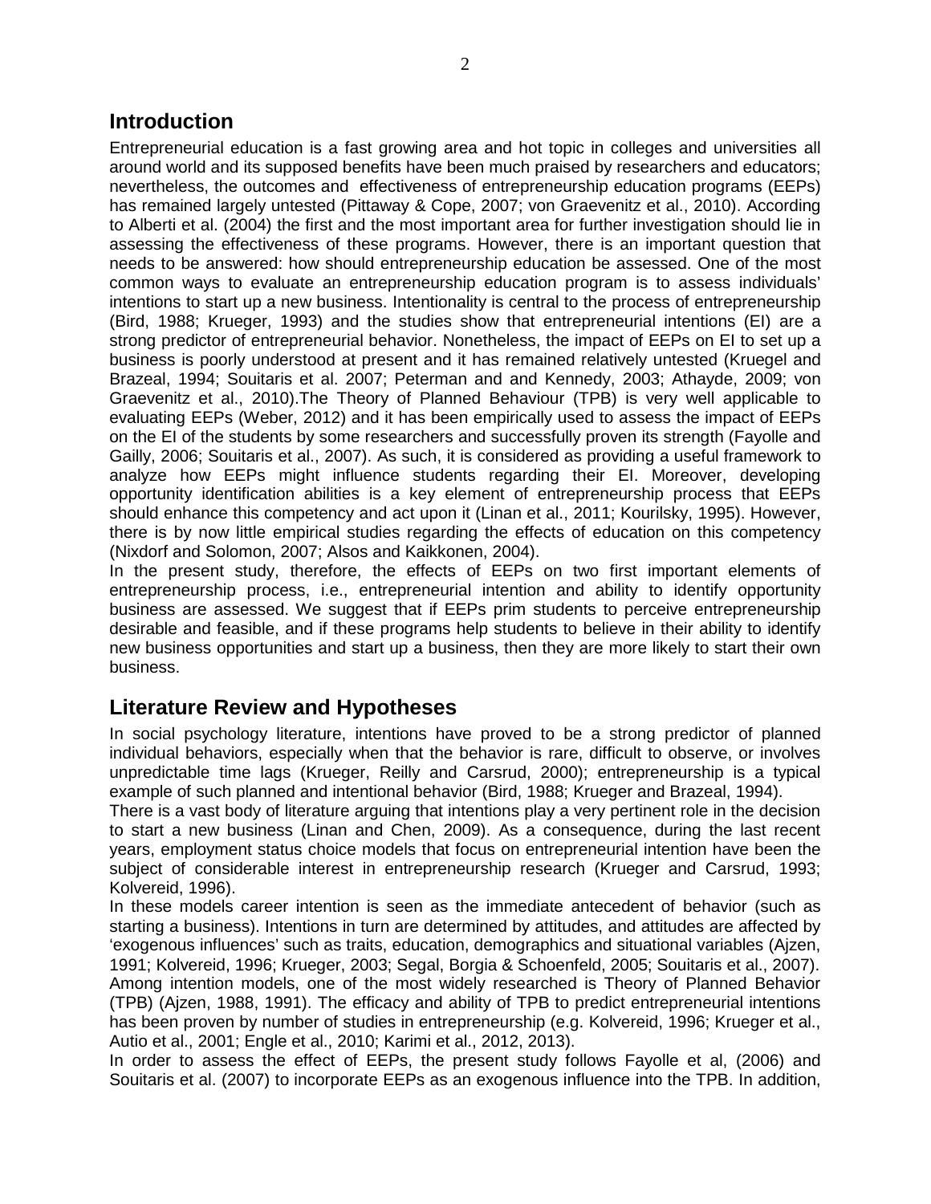## Introduction

Entrepreneurial education is a fast growing area and hot topic in colleges and universities all around world and its supposed benefits have been much praised by researchers and educators; nevertheless, the outcomes and effectiveness of entrepreneurship education programs (EEPs) has remained largely untested (Pittaway & Cope, 2007; von Graevenitz et al., 2010). According to Alberti et al. (2004) the first and the most important area for further investigation should lie in assessing the effectiveness of these programs. However, there is an important question that needs to be answered: how should entrepreneurship education be assessed. One of the most common ways to evaluate an entrepreneurship education program is to assess individuals' intentions to start up a new business. Intentionality is central to the process of entrepreneurship (Bird, 1988; Krueger, 1993) and the studies show that entrepreneurial intentions (EI) are a strong predictor of entrepreneurial behavior. Nonetheless, the impact of EEPs on EI to set up a business is poorly understood at present and it has remained relatively untested (Kruegel and Brazeal, 1994; Souitaris et al. 2007; Peterman and and Kennedy, 2003; Athayde, 2009; von Graevenitz et al., 2010).The Theory of Planned Behaviour (TPB) is very well applicable to evaluating EEPs (Weber, 2012) and it has been empirically used to assess the impact of EEPs on the EI of the students by some researchers and successfully proven its strength (Fayolle and Gailly, 2006; Souitaris et al., 2007). As such, it is considered as providing a useful framework to analyze how EEPs might influence students regarding their EI. Moreover, developing opportunity identification abilities is a key element of entrepreneurship process that EEPs should enhance this competency and act upon it (Linan et al., 2011; Kourilsky, 1995). However, there is by now little empirical studies regarding the effects of education on this competency (Nixdorf and Solomon, 2007; Alsos and Kaikkonen, 2004).

In the present study, therefore, the effects of EEPs on two first important elements of entrepreneurship process, i.e., entrepreneurial intention and ability to identify opportunity business are assessed. We suggest that if EEPs prim students to perceive entrepreneurship desirable and feasible, and if these programs help students to believe in their ability to identify new business opportunities and start up a business, then they are more likely to start their own business.

## Literature Review and Hypotheses

In social psychology literature, intentions have proved to be a strong predictor of planned individual behaviors, especially when that the behavior is rare, difficult to observe, or involves unpredictable time lags (Krueger, Reilly and Carsrud, 2000); entrepreneurship is a typical example of such planned and intentional behavior (Bird, 1988; Krueger and Brazeal, 1994).

There is a vast body of literature arguing that intentions play a very pertinent role in the decision to start a new business (Linan and Chen, 2009). As a consequence, during the last recent years, employment status choice models that focus on entrepreneurial intention have been the subject of considerable interest in entrepreneurship research (Krueger and Carsrud, 1993; Kolvereid, 1996).

In these models career intention is seen as the immediate antecedent of behavior (such as starting a business). Intentions in turn are determined by attitudes, and attitudes are affected by 'exogenous influences' such as traits, education, demographics and situational variables (Ajzen, 1991; Kolvereid, 1996; Krueger, 2003; Segal, Borgia & Schoenfeld, 2005; Souitaris et al., 2007). Among intention models, one of the most widely researched is Theory of Planned Behavior (TPB) (Ajzen, 1988, 1991). The efficacy and ability of TPB to predict entrepreneurial intentions has been proven by number of studies in entrepreneurship (e.g. Kolvereid, 1996; Krueger et al., Autio et al., 2001; Engle et al., 2010; Karimi et al., 2012, 2013).

In order to assess the effect of EEPs, the present study follows Fayolle et al, (2006) and Souitaris et al. (2007) to incorporate EEPs as an exogenous influence into the TPB. In addition,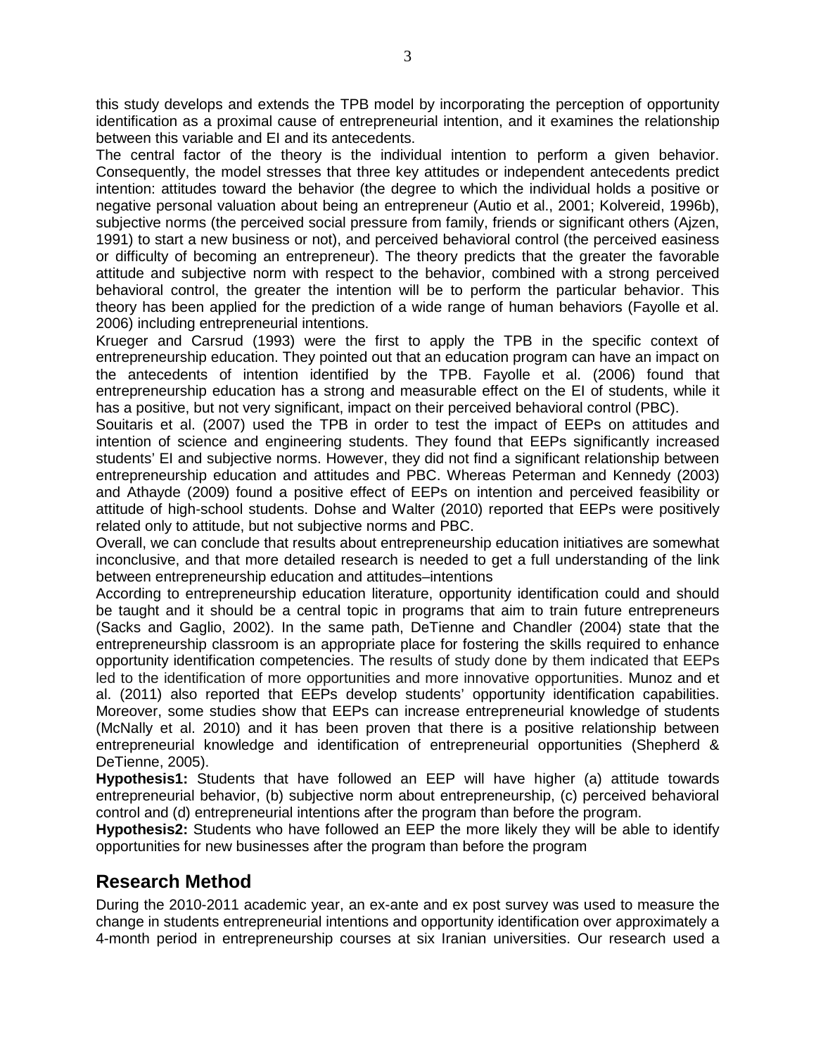this study develops and extends the TPB model by incorporating the perception of opportunity identification as a proximal cause of entrepreneurial intention, and it examines the relationship between this variable and EI and its antecedents.

The central factor of the theory is the individual intention to perform a given behavior. Consequently, the model stresses that three key attitudes or independent antecedents predict intention: attitudes toward the behavior (the degree to which the individual holds a positive or negative personal valuation about being an entrepreneur (Autio et al., 2001; Kolvereid, 1996b), subjective norms (the perceived social pressure from family, friends or significant others (Ajzen, 1991) to start a new business or not), and perceived behavioral control (the perceived easiness or difficulty of becoming an entrepreneur). The theory predicts that the greater the favorable attitude and subjective norm with respect to the behavior, combined with a strong perceived behavioral control, the greater the intention will be to perform the particular behavior. This theory has been applied for the prediction of a wide range of human behaviors (Fayolle et al. 2006) including entrepreneurial intentions.

Krueger and Carsrud (1993) were the first to apply the TPB in the specific context of entrepreneurship education. They pointed out that an education program can have an impact on the antecedents of intention identified by the TPB. Fayolle et al. (2006) found that entrepreneurship education has a strong and measurable effect on the EI of students, while it has a positive, but not very significant, impact on their perceived behavioral control (PBC).

Souitaris et al. (2007) used the TPB in order to test the impact of EEPs on attitudes and intention of science and engineering students. They found that EEPs significantly increased students' EI and subjective norms. However, they did not find a significant relationship between entrepreneurship education and attitudes and PBC. Whereas Peterman and Kennedy (2003) and Athayde (2009) found a positive effect of EEPs on intention and perceived feasibility or attitude of high-school students. Dohse and Walter (2010) reported that EEPs were positively related only to attitude, but not subjective norms and PBC.

Overall, we can conclude that results about entrepreneurship education initiatives are somewhat inconclusive, and that more detailed research is needed to get a full understanding of the link between entrepreneurship education and attitudes–intentions

According to entrepreneurship education literature, opportunity identification could and should be taught and it should be a central topic in programs that aim to train future entrepreneurs (Sacks and Gaglio, 2002). In the same path, DeTienne and Chandler (2004) state that the entrepreneurship classroom is an appropriate place for fostering the skills required to enhance opportunity identification competencies. The results of study done by them indicated that EEPs led to the identification of more opportunities and more innovative opportunities. Munoz and et al. (2011) also reported that EEPs develop students' opportunity identification capabilities. Moreover, some studies show that EEPs can increase entrepreneurial knowledge of students (McNally et al. 2010) and it has been proven that there is a positive relationship between entrepreneurial knowledge and identification of entrepreneurial opportunities (Shepherd & DeTienne, 2005).

**Hypothesis1:** Students that have followed an EEP will have higher (a) attitude towards entrepreneurial behavior, (b) subjective norm about entrepreneurship, (c) perceived behavioral control and (d) entrepreneurial intentions after the program than before the program.

**Hypothesis2:** Students who have followed an EEP the more likely they will be able to identify opportunities for new businesses after the program than before the program

## Research Method

During the 2010-2011 academic year, an ex-ante and ex post survey was used to measure the change in students entrepreneurial intentions and opportunity identification over approximately a 4-month period in entrepreneurship courses at six Iranian universities. Our research used a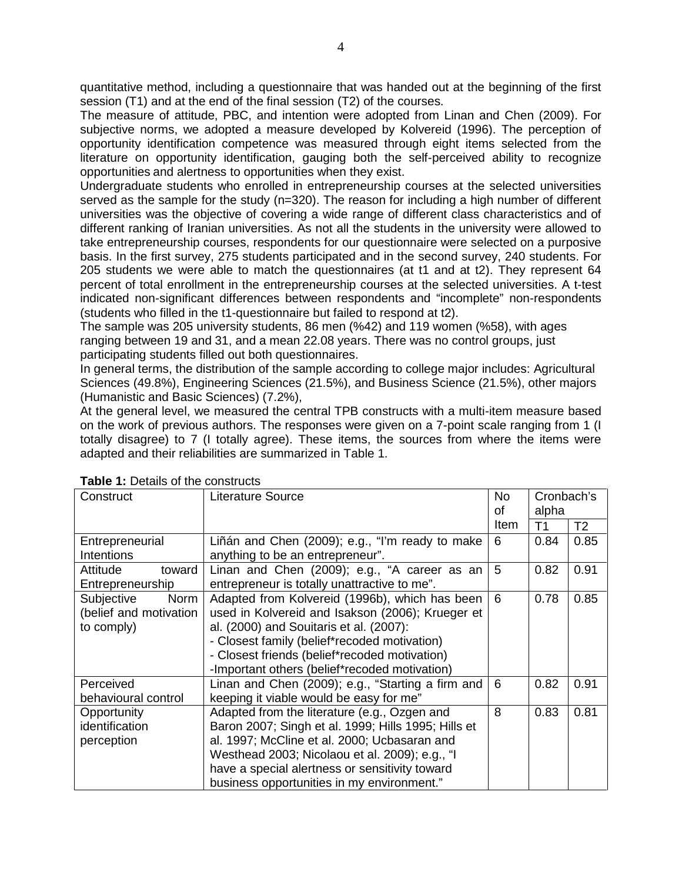quantitative method, including a questionnaire that was handed out at the beginning of the first session (T1) and at the end of the final session (T2) of the courses.

The measure of attitude, PBC, and intention were adopted from Linan and Chen (2009). For subjective norms, we adopted a measure developed by Kolvereid (1996). The perception of opportunity identification competence was measured through eight items selected from the literature on opportunity identification, gauging both the self-perceived ability to recognize opportunities and alertness to opportunities when they exist.

Undergraduate students who enrolled in entrepreneurship courses at the selected universities served as the sample for the study (n=320). The reason for including a high number of different universities was the objective of covering a wide range of different class characteristics and of different ranking of Iranian universities. As not all the students in the university were allowed to take entrepreneurship courses, respondents for our questionnaire were selected on a purposive basis. In the first survey, 275 students participated and in the second survey, 240 students. For 205 students we were able to match the questionnaires (at t1 and at t2). They represent 64 percent of total enrollment in the entrepreneurship courses at the selected universities. A t-test indicated non-significant differences between respondents and "incomplete" non-respondents (students who filled in the t1-questionnaire but failed to respond at t2).

The sample was 205 university students, 86 men (%42) and 119 women (%58), with ages ranging between 19 and 31, and a mean 22.08 years. There was no control groups, just participating students filled out both questionnaires.

In general terms, the distribution of the sample according to college major includes: Agricultural Sciences (49.8%), Engineering Sciences (21.5%), and Business Science (21.5%), other majors (Humanistic and Basic Sciences) (7.2%),

At the general level, we measured the central TPB constructs with a multi-item measure based on the work of previous authors. The responses were given on a 7-point scale ranging from 1 (I totally disagree) to 7 (I totally agree). These items, the sources from where the items were adapted and their reliabilities are summarized in Table 1.

**Table 1:** Details of the constructs

| Construct | Literature Source | No of Item | Cronbach's alpha | |
|---|---|---|---|---|
| | | | T1 | T2 |
| Entrepreneurial Intentions | Liñán and Chen (2009); e.g., "I'm ready to make anything to be an entrepreneur". | 6 | 0.84 | 0.85 |
| Attitude toward Entrepreneurship | Linan and Chen (2009); e.g., "A career as an entrepreneur is totally unattractive to me". | 5 | 0.82 | 0.91 |
| Subjective Norm (belief and motivation to comply) | Adapted from Kolvereid (1996b), which has been used in Kolvereid and Isakson (2006); Krueger et al. (2000) and Souitaris et al. (2007):<br>- Closest family (belief*recoded motivation)<br>- Closest friends (belief*recoded motivation)<br>-Important others (belief*recoded motivation) | 6 | 0.78 | 0.85 |
| Perceived behavioural control | Linan and Chen (2009); e.g., "Starting a firm and keeping it viable would be easy for me" | 6 | 0.82 | 0.91 |
| Opportunity identification perception | Adapted from the literature (e.g., Ozgen and Baron 2007; Singh et al. 1999; Hills 1995; Hills et al. 1997; McCline et al. 2000; Ucbasaran and Westhead 2003; Nicolaou et al. 2009); e.g., "I have a special alertness or sensitivity toward business opportunities in my environment." | 8 | 0.83 | 0.81 |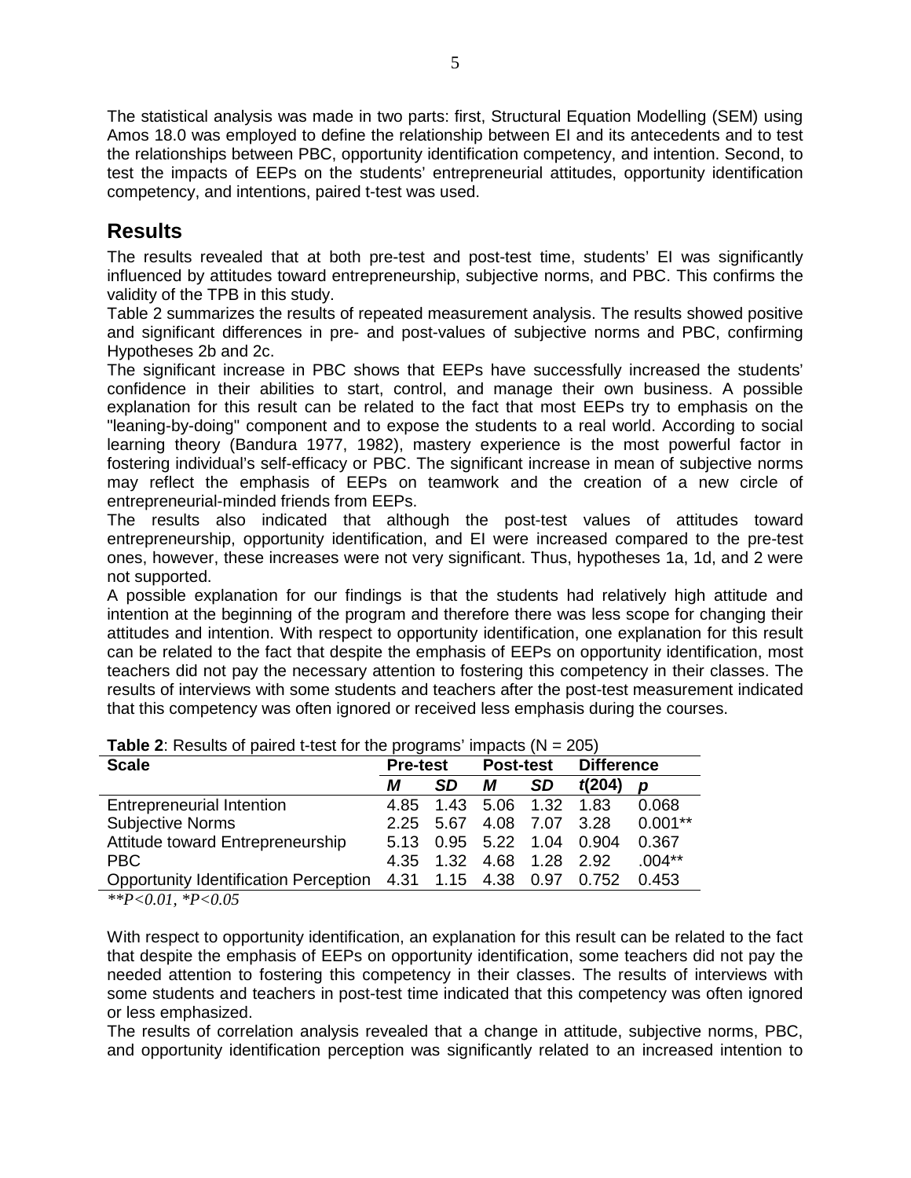The statistical analysis was made in two parts: first, Structural Equation Modelling (SEM) using Amos 18.0 was employed to define the relationship between EI and its antecedents and to test the relationships between PBC, opportunity identification competency, and intention. Second, to test the impacts of EEPs on the students' entrepreneurial attitudes, opportunity identification competency, and intentions, paired t-test was used.

## Results

The results revealed that at both pre-test and post-test time, students' EI was significantly influenced by attitudes toward entrepreneurship, subjective norms, and PBC. This confirms the validity of the TPB in this study.

Table 2 summarizes the results of repeated measurement analysis. The results showed positive and significant differences in pre- and post-values of subjective norms and PBC, confirming Hypotheses 2b and 2c.

The significant increase in PBC shows that EEPs have successfully increased the students' confidence in their abilities to start, control, and manage their own business. A possible explanation for this result can be related to the fact that most EEPs try to emphasis on the "leaning-by-doing" component and to expose the students to a real world. According to social learning theory (Bandura 1977, 1982), mastery experience is the most powerful factor in fostering individual's self-efficacy or PBC. The significant increase in mean of subjective norms may reflect the emphasis of EEPs on teamwork and the creation of a new circle of entrepreneurial-minded friends from EEPs.

The results also indicated that although the post-test values of attitudes toward entrepreneurship, opportunity identification, and EI were increased compared to the pre-test ones, however, these increases were not very significant. Thus, hypotheses 1a, 1d, and 2 were not supported.

A possible explanation for our findings is that the students had relatively high attitude and intention at the beginning of the program and therefore there was less scope for changing their attitudes and intention. With respect to opportunity identification, one explanation for this result can be related to the fact that despite the emphasis of EEPs on opportunity identification, most teachers did not pay the necessary attention to fostering this competency in their classes. The results of interviews with some students and teachers after the post-test measurement indicated that this competency was often ignored or received less emphasis during the courses.

**Table 2**: Results of paired t-test for the programs' impacts (N = 205)

| Scale | Pre-test | | Post-test | | Difference | |
|---|---|---|---|---|---|---|
| | *M* | *SD* | *M* | *SD* | *t*(204) | *p* |
| Entrepreneurial Intention | 4.85 | 1.43 | 5.06 | 1.32 | 1.83 | 0.068 |
| Subjective Norms | 2.25 | 5.67 | 4.08 | 7.07 | 3.28 | 0.001** |
| Attitude toward Entrepreneurship | 5.13 | 0.95 | 5.22 | 1.04 | 0.904 | 0.367 |
| PBC | 4.35 | 1.32 | 4.68 | 1.28 | 2.92 | .004** |
| Opportunity Identification Perception | 4.31 | 1.15 | 4.38 | 0.97 | 0.752 | 0.453 |

*$^{**}P<0.01$, $^{*}P<0.05$*

With respect to opportunity identification, an explanation for this result can be related to the fact that despite the emphasis of EEPs on opportunity identification, some teachers did not pay the needed attention to fostering this competency in their classes. The results of interviews with some students and teachers in post-test time indicated that this competency was often ignored or less emphasized.

The results of correlation analysis revealed that a change in attitude, subjective norms, PBC, and opportunity identification perception was significantly related to an increased intention to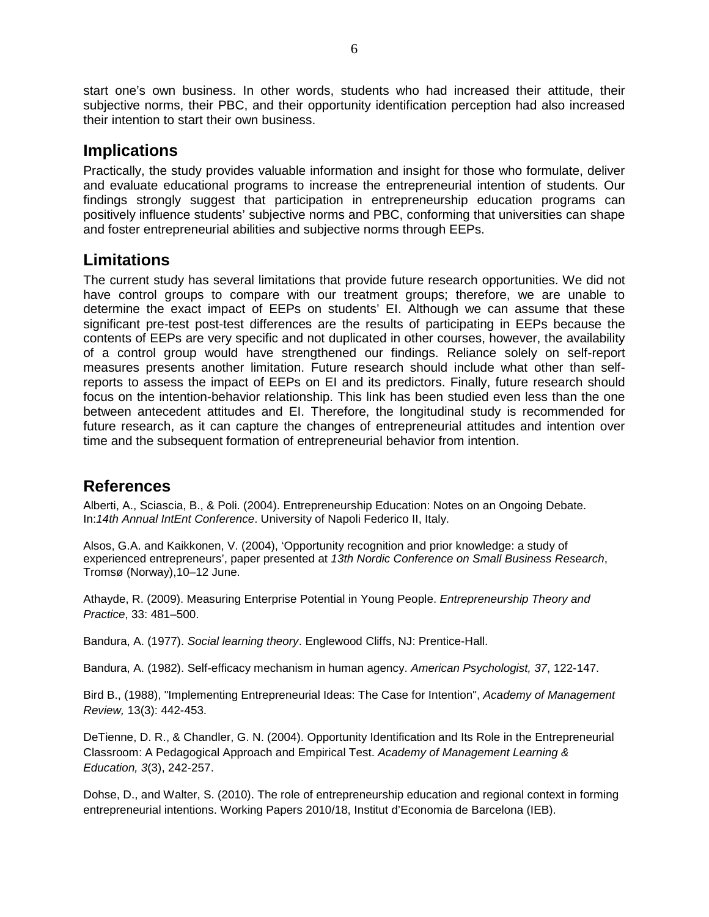start one's own business. In other words, students who had increased their attitude, their subjective norms, their PBC, and their opportunity identification perception had also increased their intention to start their own business.

## Implications

Practically, the study provides valuable information and insight for those who formulate, deliver and evaluate educational programs to increase the entrepreneurial intention of students. Our findings strongly suggest that participation in entrepreneurship education programs can positively influence students' subjective norms and PBC, conforming that universities can shape and foster entrepreneurial abilities and subjective norms through EEPs.

## Limitations

The current study has several limitations that provide future research opportunities. We did not have control groups to compare with our treatment groups; therefore, we are unable to determine the exact impact of EEPs on students' EI. Although we can assume that these significant pre-test post-test differences are the results of participating in EEPs because the contents of EEPs are very specific and not duplicated in other courses, however, the availability of a control group would have strengthened our findings. Reliance solely on self-report measures presents another limitation. Future research should include what other than self-reports to assess the impact of EEPs on EI and its predictors. Finally, future research should focus on the intention-behavior relationship. This link has been studied even less than the one between antecedent attitudes and EI. Therefore, the longitudinal study is recommended for future research, as it can capture the changes of entrepreneurial attitudes and intention over time and the subsequent formation of entrepreneurial behavior from intention.

## References

Alberti, A., Sciascia, B., & Poli. (2004). Entrepreneurship Education: Notes on an Ongoing Debate. In:*14th Annual IntEnt Conference*. University of Napoli Federico II, Italy.

Alsos, G.A. and Kaikkonen, V. (2004), 'Opportunity recognition and prior knowledge: a study of experienced entrepreneurs', paper presented at *13th Nordic Conference on Small Business Research*, Tromsø (Norway),10–12 June.

Athayde, R. (2009). Measuring Enterprise Potential in Young People. *Entrepreneurship Theory and Practice*, 33: 481–500.

Bandura, A. (1977). *Social learning theory*. Englewood Cliffs, NJ: Prentice-Hall.

Bandura, A. (1982). Self-efficacy mechanism in human agency. *American Psychologist, 37*, 122-147.

Bird B., (1988), "Implementing Entrepreneurial Ideas: The Case for Intention", *Academy of Management Review,* 13(3): 442-453.

DeTienne, D. R., & Chandler, G. N. (2004). Opportunity Identification and Its Role in the Entrepreneurial Classroom: A Pedagogical Approach and Empirical Test. *Academy of Management Learning & Education, 3*(3), 242-257.

Dohse, D., and Walter, S. (2010). The role of entrepreneurship education and regional context in forming entrepreneurial intentions. Working Papers 2010/18, Institut d'Economia de Barcelona (IEB).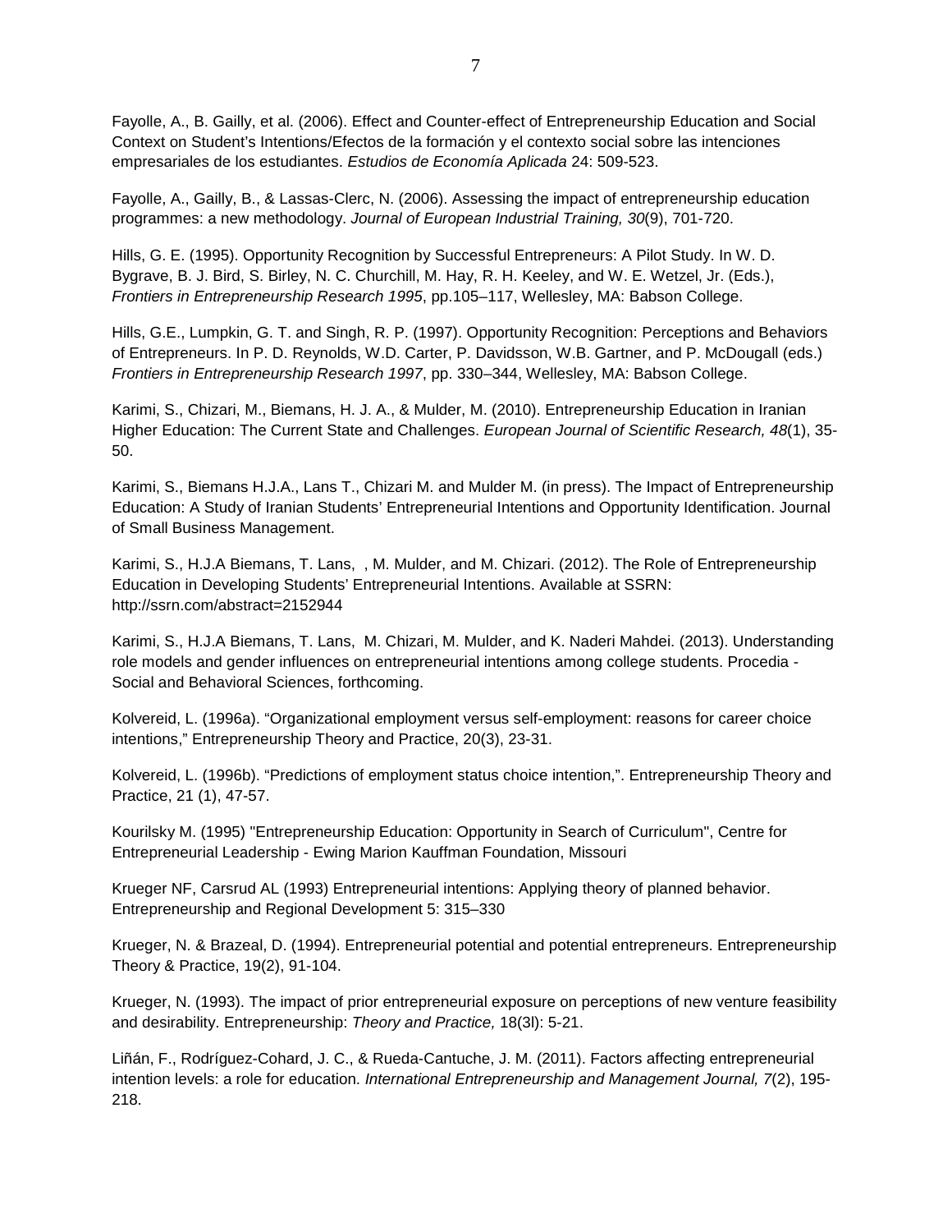Fayolle, A., B. Gailly, et al. (2006). Effect and Counter-effect of Entrepreneurship Education and Social Context on Student's Intentions/Efectos de la formación y el contexto social sobre las intenciones empresariales de los estudiantes. *Estudios de Economía Aplicada* 24: 509-523.

Fayolle, A., Gailly, B., & Lassas-Clerc, N. (2006). Assessing the impact of entrepreneurship education programmes: a new methodology. *Journal of European Industrial Training, 30*(9), 701-720.

Hills, G. E. (1995). Opportunity Recognition by Successful Entrepreneurs: A Pilot Study. In W. D. Bygrave, B. J. Bird, S. Birley, N. C. Churchill, M. Hay, R. H. Keeley, and W. E. Wetzel, Jr. (Eds.), *Frontiers in Entrepreneurship Research 1995*, pp.105–117, Wellesley, MA: Babson College.

Hills, G.E., Lumpkin, G. T. and Singh, R. P. (1997). Opportunity Recognition: Perceptions and Behaviors of Entrepreneurs. In P. D. Reynolds, W.D. Carter, P. Davidsson, W.B. Gartner, and P. McDougall (eds.) *Frontiers in Entrepreneurship Research 1997*, pp. 330–344, Wellesley, MA: Babson College.

Karimi, S., Chizari, M., Biemans, H. J. A., & Mulder, M. (2010). Entrepreneurship Education in Iranian Higher Education: The Current State and Challenges. *European Journal of Scientific Research, 48*(1), 35-50.

Karimi, S., Biemans H.J.A., Lans T., Chizari M. and Mulder M. (in press). The Impact of Entrepreneurship Education: A Study of Iranian Students' Entrepreneurial Intentions and Opportunity Identification. Journal of Small Business Management.

Karimi, S., H.J.A Biemans, T. Lans, , M. Mulder, and M. Chizari. (2012). The Role of Entrepreneurship Education in Developing Students' Entrepreneurial Intentions. Available at SSRN: http://ssrn.com/abstract=2152944

Karimi, S., H.J.A Biemans, T. Lans, M. Chizari, M. Mulder, and K. Naderi Mahdei. (2013). Understanding role models and gender influences on entrepreneurial intentions among college students. Procedia - Social and Behavioral Sciences, forthcoming.

Kolvereid, L. (1996a). "Organizational employment versus self-employment: reasons for career choice intentions," Entrepreneurship Theory and Practice, 20(3), 23-31.

Kolvereid, L. (1996b). "Predictions of employment status choice intention,". Entrepreneurship Theory and Practice, 21 (1), 47-57.

Kourilsky M. (1995) "Entrepreneurship Education: Opportunity in Search of Curriculum", Centre for Entrepreneurial Leadership - Ewing Marion Kauffman Foundation, Missouri

Krueger NF, Carsrud AL (1993) Entrepreneurial intentions: Applying theory of planned behavior. Entrepreneurship and Regional Development 5: 315–330

Krueger, N. & Brazeal, D. (1994). Entrepreneurial potential and potential entrepreneurs. Entrepreneurship Theory & Practice, 19(2), 91-104.

Krueger, N. (1993). The impact of prior entrepreneurial exposure on perceptions of new venture feasibility and desirability. Entrepreneurship: *Theory and Practice,* 18(3l): 5-21.

Liñán, F., Rodríguez-Cohard, J. C., & Rueda-Cantuche, J. M. (2011). Factors affecting entrepreneurial intention levels: a role for education. *International Entrepreneurship and Management Journal, 7*(2), 195-218.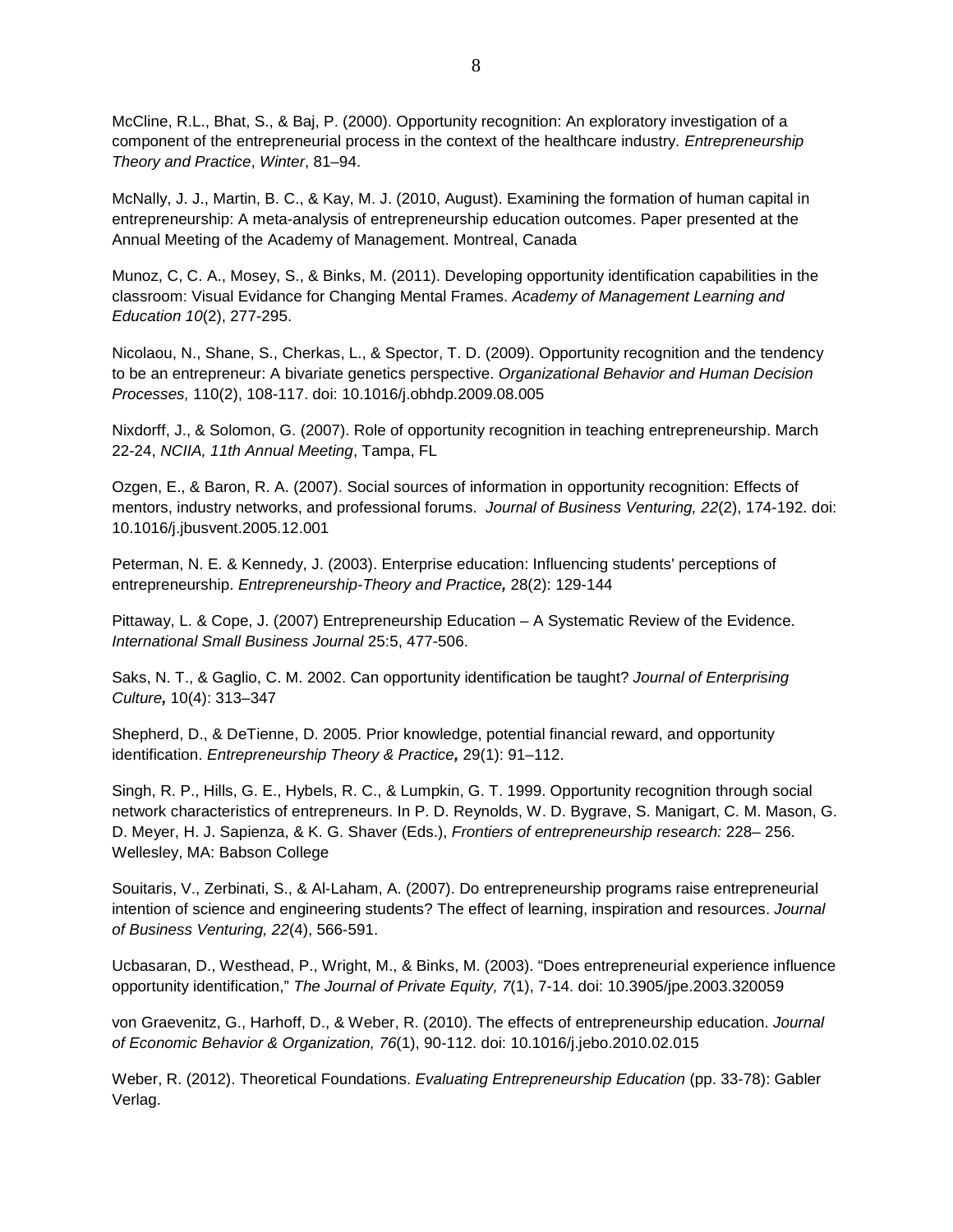McCline, R.L., Bhat, S., & Baj, P. (2000). Opportunity recognition: An exploratory investigation of a component of the entrepreneurial process in the context of the healthcare industry. *Entrepreneurship Theory and Practice*, *Winter*, 81–94.

McNally, J. J., Martin, B. C., & Kay, M. J. (2010, August). Examining the formation of human capital in entrepreneurship: A meta-analysis of entrepreneurship education outcomes. Paper presented at the Annual Meeting of the Academy of Management. Montreal, Canada

Munoz, C, C. A., Mosey, S., & Binks, M. (2011). Developing opportunity identification capabilities in the classroom: Visual Evidance for Changing Mental Frames. *Academy of Management Learning and Education 10*(2), 277-295.

Nicolaou, N., Shane, S., Cherkas, L., & Spector, T. D. (2009). Opportunity recognition and the tendency to be an entrepreneur: A bivariate genetics perspective. *Organizational Behavior and Human Decision Processes,* 110(2), 108-117. doi: 10.1016/j.obhdp.2009.08.005

Nixdorff, J., & Solomon, G. (2007). Role of opportunity recognition in teaching entrepreneurship. March 22-24, *NCIIA, 11th Annual Meeting*, Tampa, FL

Ozgen, E., & Baron, R. A. (2007). Social sources of information in opportunity recognition: Effects of mentors, industry networks, and professional forums. *Journal of Business Venturing, 22*(2), 174-192. doi: 10.1016/j.jbusvent.2005.12.001

Peterman, N. E. & Kennedy, J. (2003). Enterprise education: Influencing students' perceptions of entrepreneurship. *Entrepreneurship-Theory and Practice,* 28(2): 129-144

Pittaway, L. & Cope, J. (2007) Entrepreneurship Education – A Systematic Review of the Evidence. *International Small Business Journal* 25:5, 477-506.

Saks, N. T., & Gaglio, C. M. 2002. Can opportunity identification be taught? *Journal of Enterprising Culture,* 10(4): 313–347

Shepherd, D., & DeTienne, D. 2005. Prior knowledge, potential financial reward, and opportunity identification. *Entrepreneurship Theory & Practice,* 29(1): 91–112.

Singh, R. P., Hills, G. E., Hybels, R. C., & Lumpkin, G. T. 1999. Opportunity recognition through social network characteristics of entrepreneurs. In P. D. Reynolds, W. D. Bygrave, S. Manigart, C. M. Mason, G. D. Meyer, H. J. Sapienza, & K. G. Shaver (Eds.), *Frontiers of entrepreneurship research:* 228– 256. Wellesley, MA: Babson College

Souitaris, V., Zerbinati, S., & Al-Laham, A. (2007). Do entrepreneurship programs raise entrepreneurial intention of science and engineering students? The effect of learning, inspiration and resources. *Journal of Business Venturing, 22*(4), 566-591.

Ucbasaran, D., Westhead, P., Wright, M., & Binks, M. (2003). "Does entrepreneurial experience influence opportunity identification," *The Journal of Private Equity, 7*(1), 7-14. doi: 10.3905/jpe.2003.320059

von Graevenitz, G., Harhoff, D., & Weber, R. (2010). The effects of entrepreneurship education. *Journal of Economic Behavior & Organization, 76*(1), 90-112. doi: 10.1016/j.jebo.2010.02.015

Weber, R. (2012). Theoretical Foundations. *Evaluating Entrepreneurship Education* (pp. 33-78): Gabler Verlag.